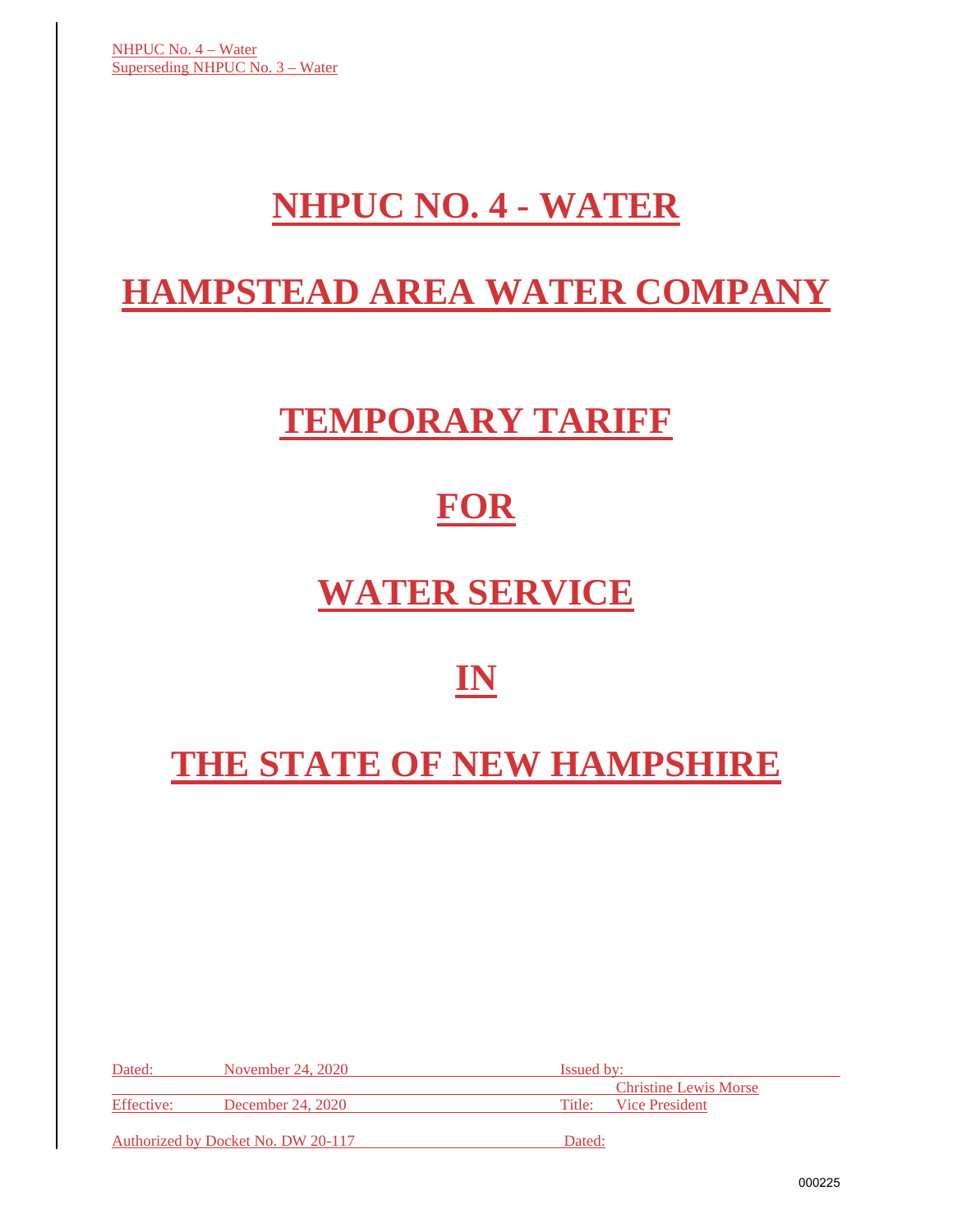NHPUC No. 4 – Water
Superseding NHPUC No. 3 – Water

# NHPUC NO. 4 - WATER

# HAMPSTEAD AREA WATER COMPANY

# TEMPORARY TARIFF

# FOR

# WATER SERVICE

# IN

# THE STATE OF NEW HAMPSHIRE

| | | | |
|---|---|---|---|
| Dated: | November 24, 2020 | Issued by: | Christine Lewis Morse |
| Effective: | December 24, 2020 | Title: | Vice President |
| Authorized by Docket No. DW 20-117 | | Dated: | |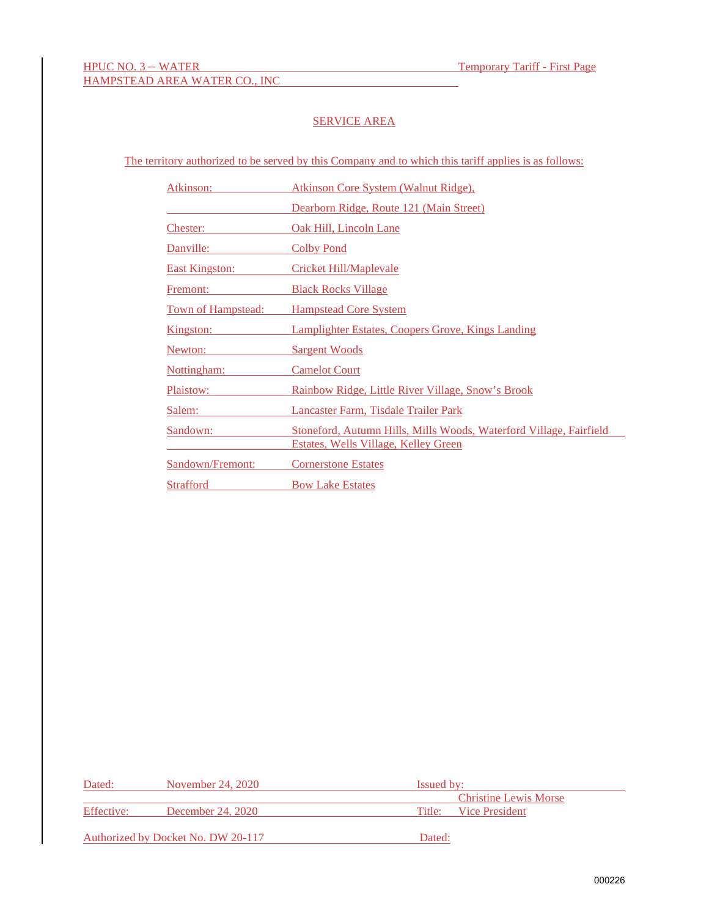HPUC NO. 3 – WATER | Temporary Tariff - First Page

HAMPSTEAD AREA WATER CO., INC

## SERVICE AREA

The territory authorized to be served by this Company and to which this tariff applies is as follows:

| | |
|---|---|
| Atkinson: | Atkinson Core System (Walnut Ridge), |
| | Dearborn Ridge, Route 121 (Main Street) |
| Chester: | Oak Hill, Lincoln Lane |
| Danville: | Colby Pond |
| East Kingston: | Cricket Hill/Maplevale |
| Fremont: | Black Rocks Village |
| Town of Hampstead: | Hampstead Core System |
| Kingston: | Lamplighter Estates, Coopers Grove, Kings Landing |
| Newton: | Sargent Woods |
| Nottingham: | Camelot Court |
| Plaistow: | Rainbow Ridge, Little River Village, Snow's Brook |
| Salem: | Lancaster Farm, Tisdale Trailer Park |
| Sandown: | Stoneford, Autumn Hills, Mills Woods, Waterford Village, Fairfield Estates, Wells Village, Kelley Green |
| Sandown/Fremont: | Cornerstone Estates |
| Strafford | Bow Lake Estates |

Dated: November 24, 2020 | Issued by: Christine Lewis Morse

Effective: December 24, 2020 | Title: Vice President

Authorized by Docket No. DW 20-117 | Dated:

000226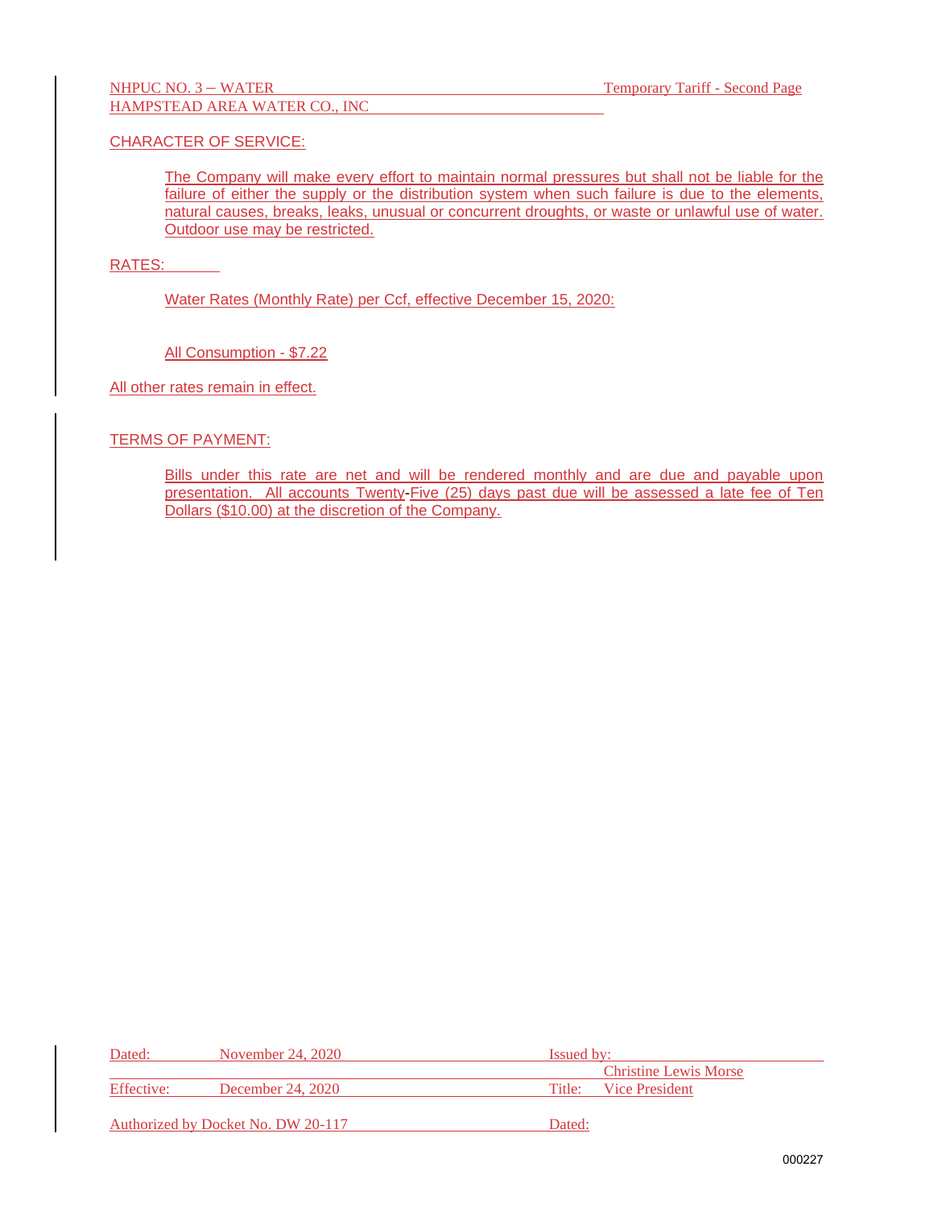NHPUC NO. 3 – WATER Temporary Tariff - Second Page
HAMPSTEAD AREA WATER CO., INC

CHARACTER OF SERVICE:

The Company will make every effort to maintain normal pressures but shall not be liable for the failure of either the supply or the distribution system when such failure is due to the elements, natural causes, breaks, leaks, unusual or concurrent droughts, or waste or unlawful use of water. Outdoor use may be restricted.

RATES:

Water Rates (Monthly Rate) per Ccf, effective December 15, 2020:

All Consumption - $7.22

All other rates remain in effect.

TERMS OF PAYMENT:

Bills under this rate are net and will be rendered monthly and are due and payable upon presentation. All accounts Twenty-Five (25) days past due will be assessed a late fee of Ten Dollars ($10.00) at the discretion of the Company.

| Dated: | November 24, 2020 | Issued by: | Christine Lewis Morse |
|---|---|---|---|
| Effective: | December 24, 2020 | Title: | Vice President |
| Authorized by Docket No. DW 20-117 | | Dated: | |

000227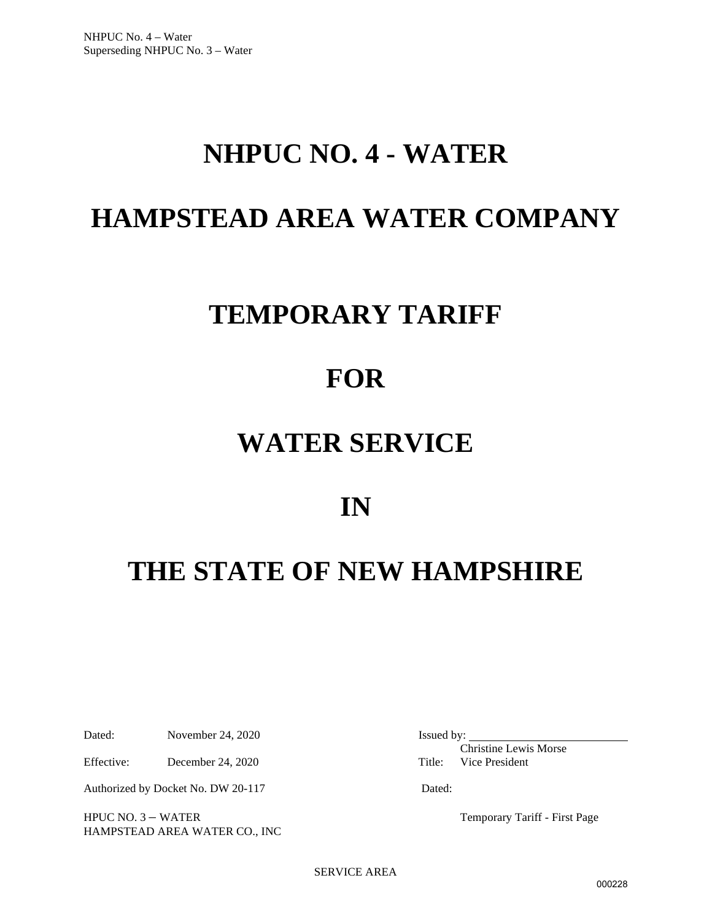NHPUC No. 4 – Water
Superseding NHPUC No. 3 – Water

# NHPUC NO. 4 - WATER

# HAMPSTEAD AREA WATER COMPANY

# TEMPORARY TARIFF

# FOR

# WATER SERVICE

# IN

# THE STATE OF NEW HAMPSHIRE

Dated: November 24, 2020

Effective: December 24, 2020

Authorized by Docket No. DW 20-117

Issued by: ___________________________
Christine Lewis Morse
Title: Vice President

Dated:

HPUC NO. 3 – WATER
HAMPSTEAD AREA WATER CO., INC

Temporary Tariff - First Page

SERVICE AREA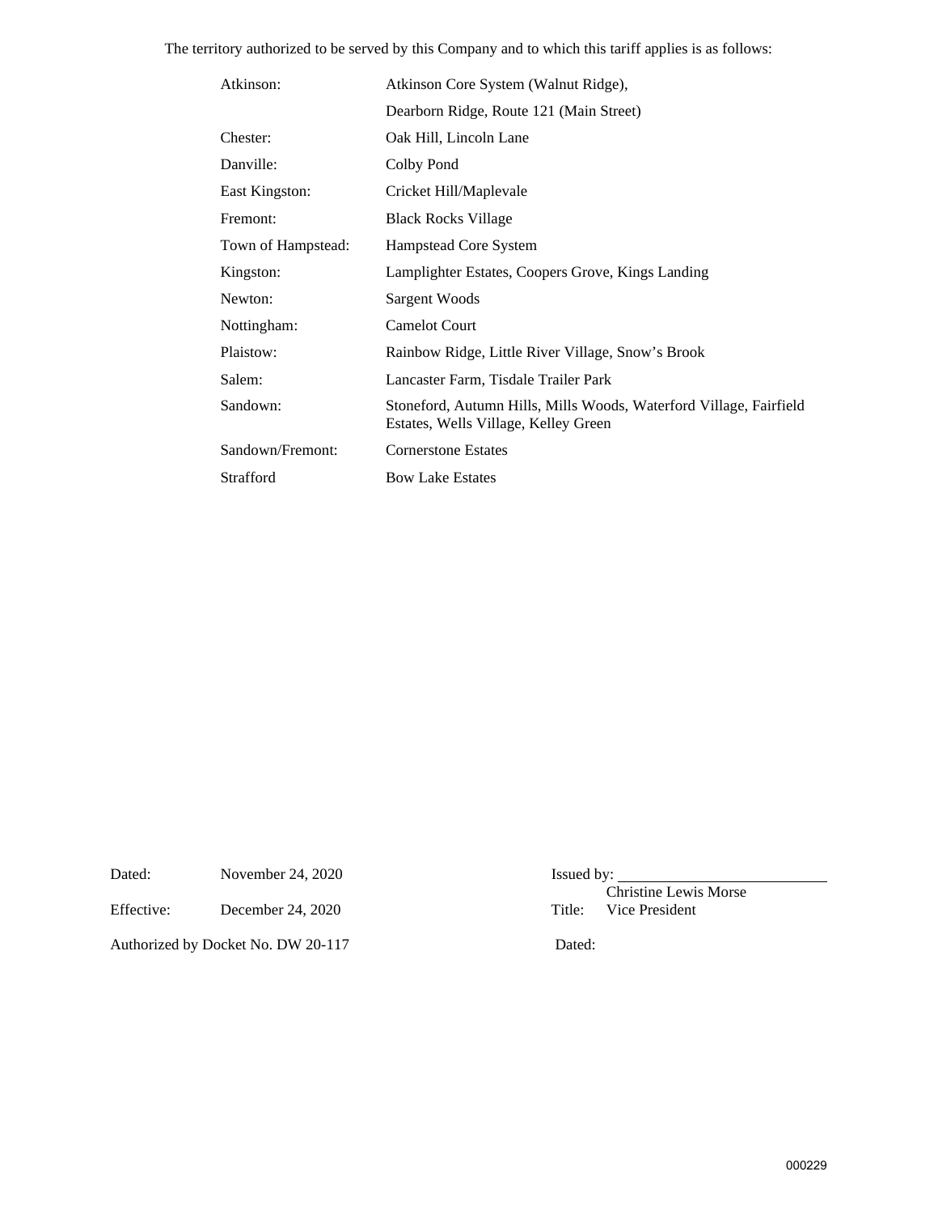The territory authorized to be served by this Company and to which this tariff applies is as follows:

| | |
|---|---|
| Atkinson: | Atkinson Core System (Walnut Ridge), |
| | Dearborn Ridge, Route 121 (Main Street) |
| Chester: | Oak Hill, Lincoln Lane |
| Danville: | Colby Pond |
| East Kingston: | Cricket Hill/Maplevale |
| Fremont: | Black Rocks Village |
| Town of Hampstead: | Hampstead Core System |
| Kingston: | Lamplighter Estates, Coopers Grove, Kings Landing |
| Newton: | Sargent Woods |
| Nottingham: | Camelot Court |
| Plaistow: | Rainbow Ridge, Little River Village, Snow's Brook |
| Salem: | Lancaster Farm, Tisdale Trailer Park |
| Sandown: | Stoneford, Autumn Hills, Mills Woods, Waterford Village, Fairfield Estates, Wells Village, Kelley Green |
| Sandown/Fremont: | Cornerstone Estates |
| Strafford | Bow Lake Estates |

Dated: November 24, 2020

Effective: December 24, 2020

Authorized by Docket No. DW 20-117

Issued by: ___________________________
Christine Lewis Morse

Title: Vice President

Dated: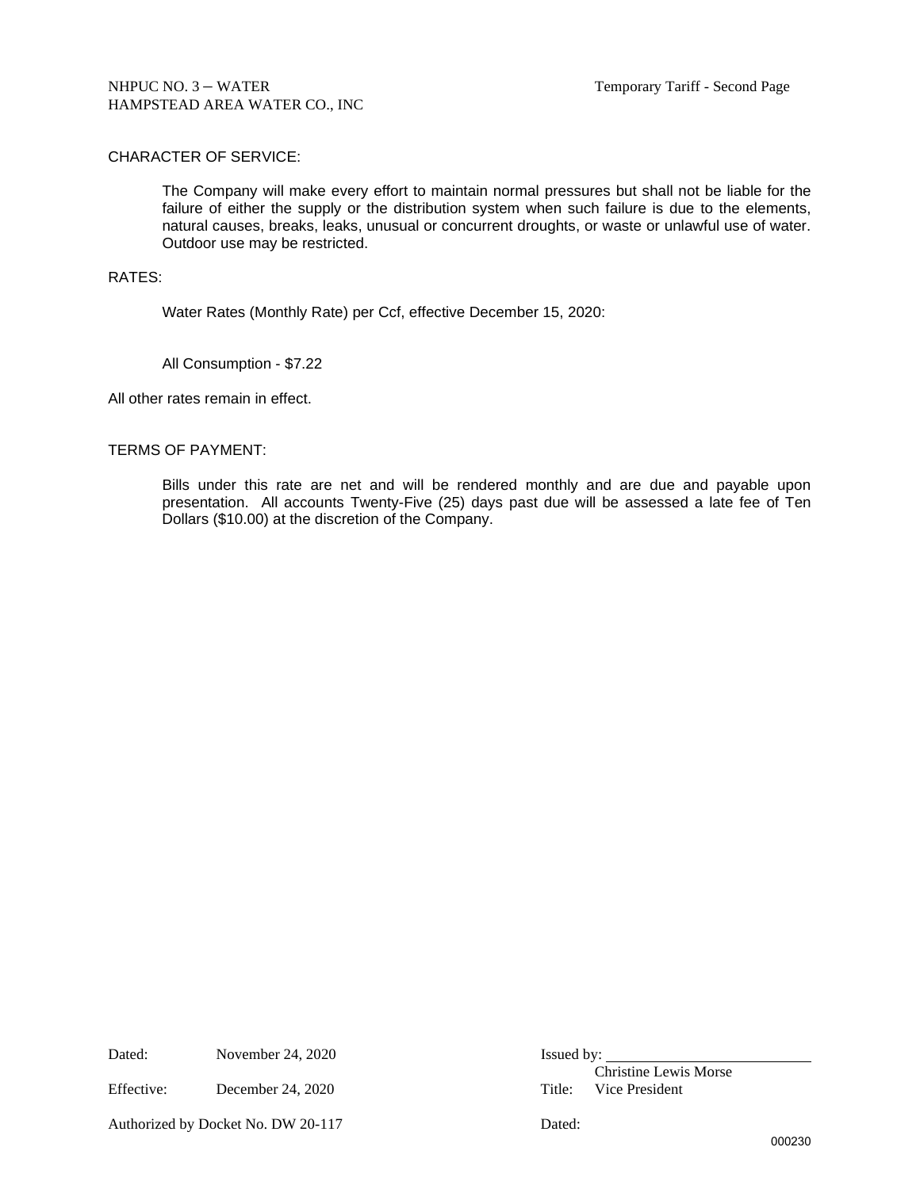NHPUC NO. 3 – WATER
HAMPSTEAD AREA WATER CO., INC

Temporary Tariff - Second Page

CHARACTER OF SERVICE:

The Company will make every effort to maintain normal pressures but shall not be liable for the failure of either the supply or the distribution system when such failure is due to the elements, natural causes, breaks, leaks, unusual or concurrent droughts, or waste or unlawful use of water. Outdoor use may be restricted.

RATES:

Water Rates (Monthly Rate) per Ccf, effective December 15, 2020:

All Consumption - $7.22

All other rates remain in effect.

TERMS OF PAYMENT:

Bills under this rate are net and will be rendered monthly and are due and payable upon presentation. All accounts Twenty-Five (25) days past due will be assessed a late fee of Ten Dollars ($10.00) at the discretion of the Company.

Dated: November 24, 2020

Effective: December 24, 2020

Authorized by Docket No. DW 20-117

Issued by: ___________________________
Christine Lewis Morse

Title: Vice President

Dated:

000230